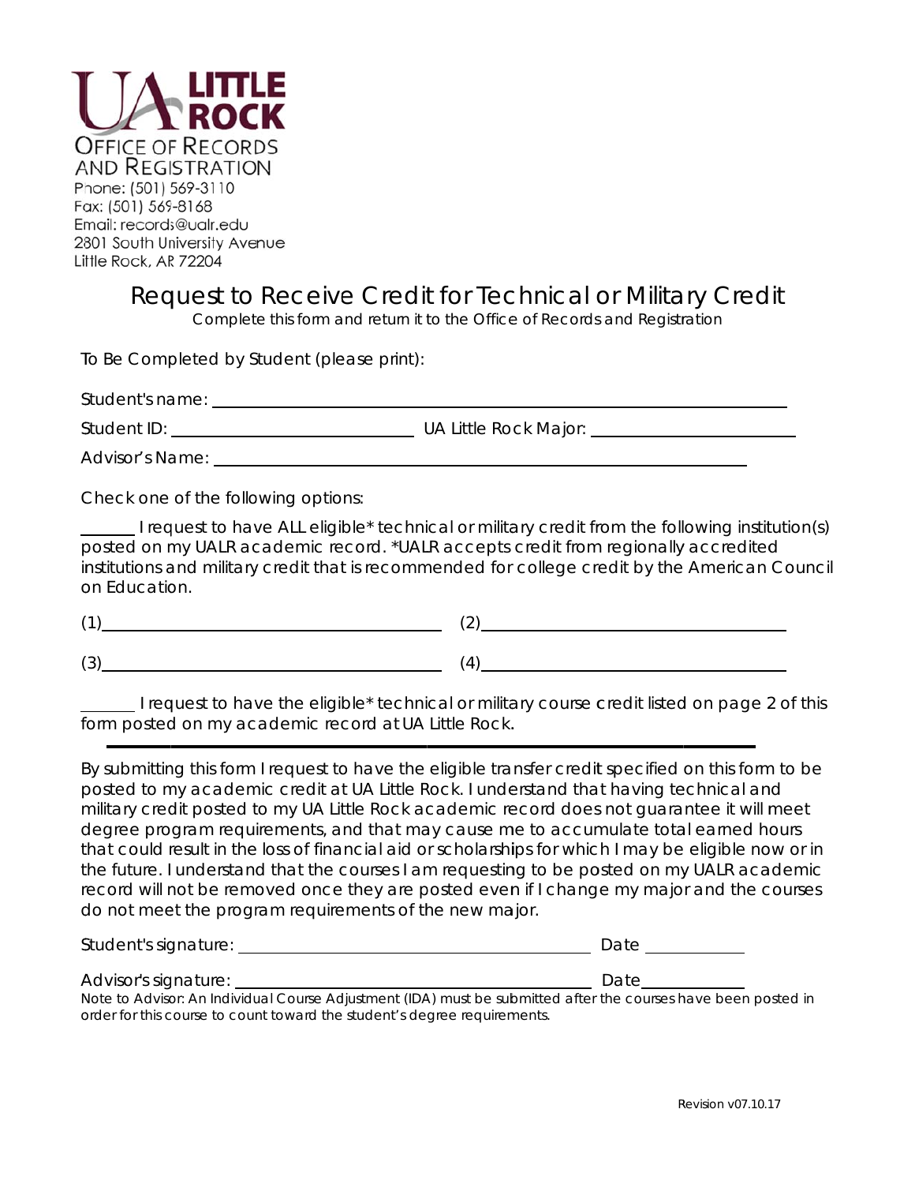UA LITTLE ROCK

OFFICE OF RECORDS AND REGISTRATION

Phone: (501) 569-3110
Fax: (501) 569-8168
Email: records@ualr.edu
2801 South University Avenue
Little Rock, AR 72204

# Request to Receive Credit for Technical or Military Credit

Complete this form and return it to the Office of Records and Registration

To Be Completed by Student (please print):

Student's name: ______________________________________________

Student ID: ______________________ UA Little Rock Major: ______________________

Advisor's Name: ______________________________________________

Check one of the following options:

______ I request to have ALL eligible* technical or military credit from the following institution(s) posted on my UALR academic record. *UALR accepts credit from regionally accredited institutions and military credit that is recommended for college credit by the American Council on Education.

(1)______________________________ (2)______________________________

(3)______________________________ (4)______________________________

______ I request to have the eligible* technical or military course credit listed on page 2 of this form posted on my academic record at UA Little Rock.

---

By submitting this form I request to have the eligible transfer credit specified on this form to be posted to my academic credit at UA Little Rock. I understand that having technical and military credit posted to my UA Little Rock academic record does not guarantee it will meet degree program requirements, and that may cause me to accumulate total earned hours that could result in the loss of financial aid or scholarships for which I may be eligible now or in the future. I understand that the courses I am requesting to be posted on my UALR academic record will not be removed once they are posted even if I change my major and the courses do not meet the program requirements of the new major.

Student's signature: ______________________________ Date __________

Advisor's signature: ______________________________ Date __________

Note to Advisor: An Individual Course Adjustment (IDA) must be submitted after the courses have been posted in order for this course to count toward the student's degree requirements.

Revision v07.10.17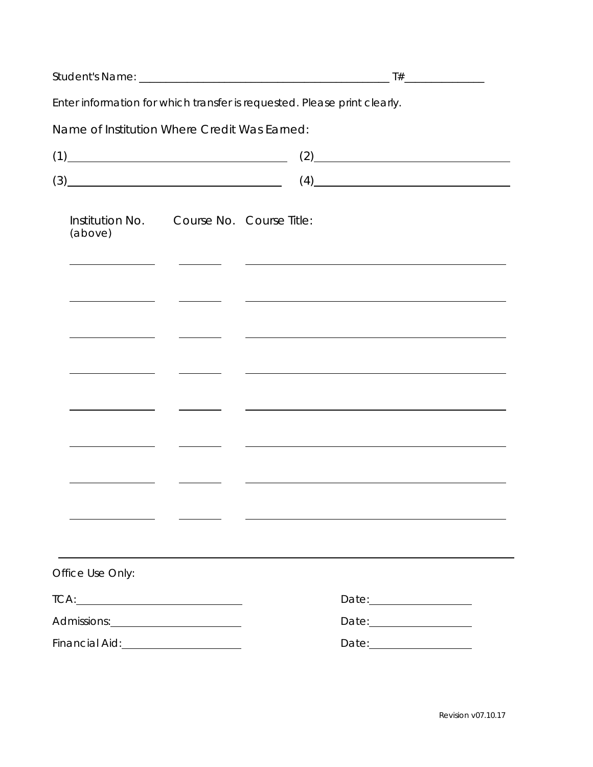Student's Name: ______________________________________________ T#______________

Enter information for which transfer is requested. Please print clearly.

Name of Institution Where Credit Was Earned:

(1)____________________________________ (2)____________________________________

(3)____________________________________ (4)____________________________________

| Institution No. (above) | Course No. | Course Title: |
|---|---|---|
| | | |
| | | |
| | | |
| | | |
| | | |
| | | |
| | | |
| | | |

---

Office Use Only:

TCA:______________________________ Date:____________________

Admissions:________________________ Date:____________________

Financial Aid:______________________ Date:____________________

Revision v07.10.17